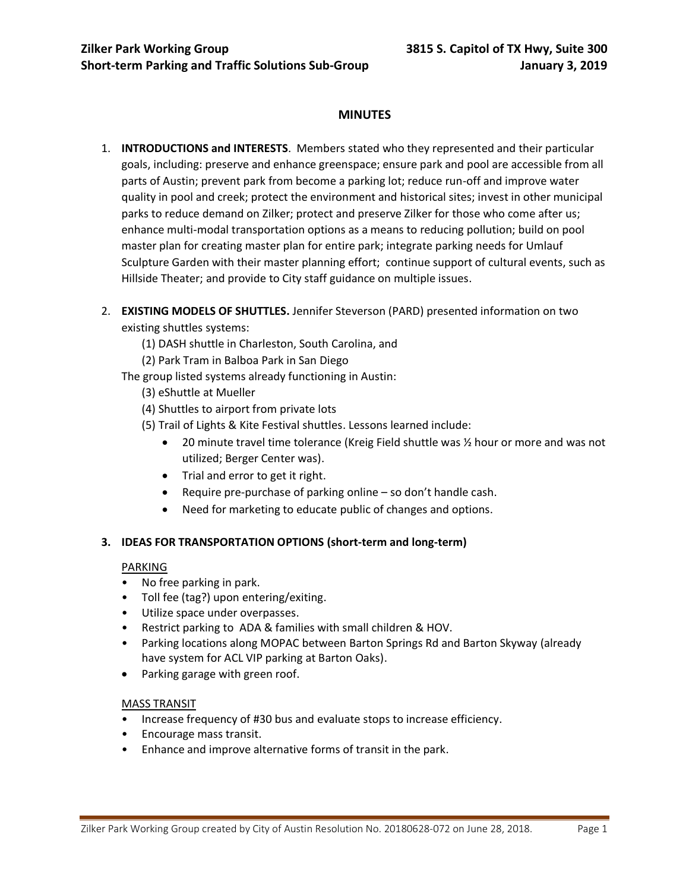**Zilker Park Working Group** | **3815 S. Capitol of TX Hwy, Suite 300**
**Short-term Parking and Traffic Solutions Sub-Group** | **January 3, 2019**

## MINUTES

1. **INTRODUCTIONS and INTERESTS**. Members stated who they represented and their particular goals, including: preserve and enhance greenspace; ensure park and pool are accessible from all parts of Austin; prevent park from become a parking lot; reduce run-off and improve water quality in pool and creek; protect the environment and historical sites; invest in other municipal parks to reduce demand on Zilker; protect and preserve Zilker for those who come after us; enhance multi-modal transportation options as a means to reducing pollution; build on pool master plan for creating master plan for entire park; integrate parking needs for Umlauf Sculpture Garden with their master planning effort; continue support of cultural events, such as Hillside Theater; and provide to City staff guidance on multiple issues.

2. **EXISTING MODELS OF SHUTTLES.** Jennifer Steverson (PARD) presented information on two existing shuttles systems:
   - (1) DASH shuttle in Charleston, South Carolina, and
   - (2) Park Tram in Balboa Park in San Diego

   The group listed systems already functioning in Austin:
   - (3) eShuttle at Mueller
   - (4) Shuttles to airport from private lots
   - (5) Trail of Lights & Kite Festival shuttles. Lessons learned include:
     - 20 minute travel time tolerance (Kreig Field shuttle was ½ hour or more and was not utilized; Berger Center was).
     - Trial and error to get it right.
     - Require pre-purchase of parking online – so don't handle cash.
     - Need for marketing to educate public of changes and options.

### 3. IDEAS FOR TRANSPORTATION OPTIONS (short-term and long-term)

PARKING

- No free parking in park.
- Toll fee (tag?) upon entering/exiting.
- Utilize space under overpasses.
- Restrict parking to ADA & families with small children & HOV.
- Parking locations along MOPAC between Barton Springs Rd and Barton Skyway (already have system for ACL VIP parking at Barton Oaks).
- Parking garage with green roof.

MASS TRANSIT

- Increase frequency of #30 bus and evaluate stops to increase efficiency.
- Encourage mass transit.
- Enhance and improve alternative forms of transit in the park.

Zilker Park Working Group created by City of Austin Resolution No. 20180628-072 on June 28, 2018.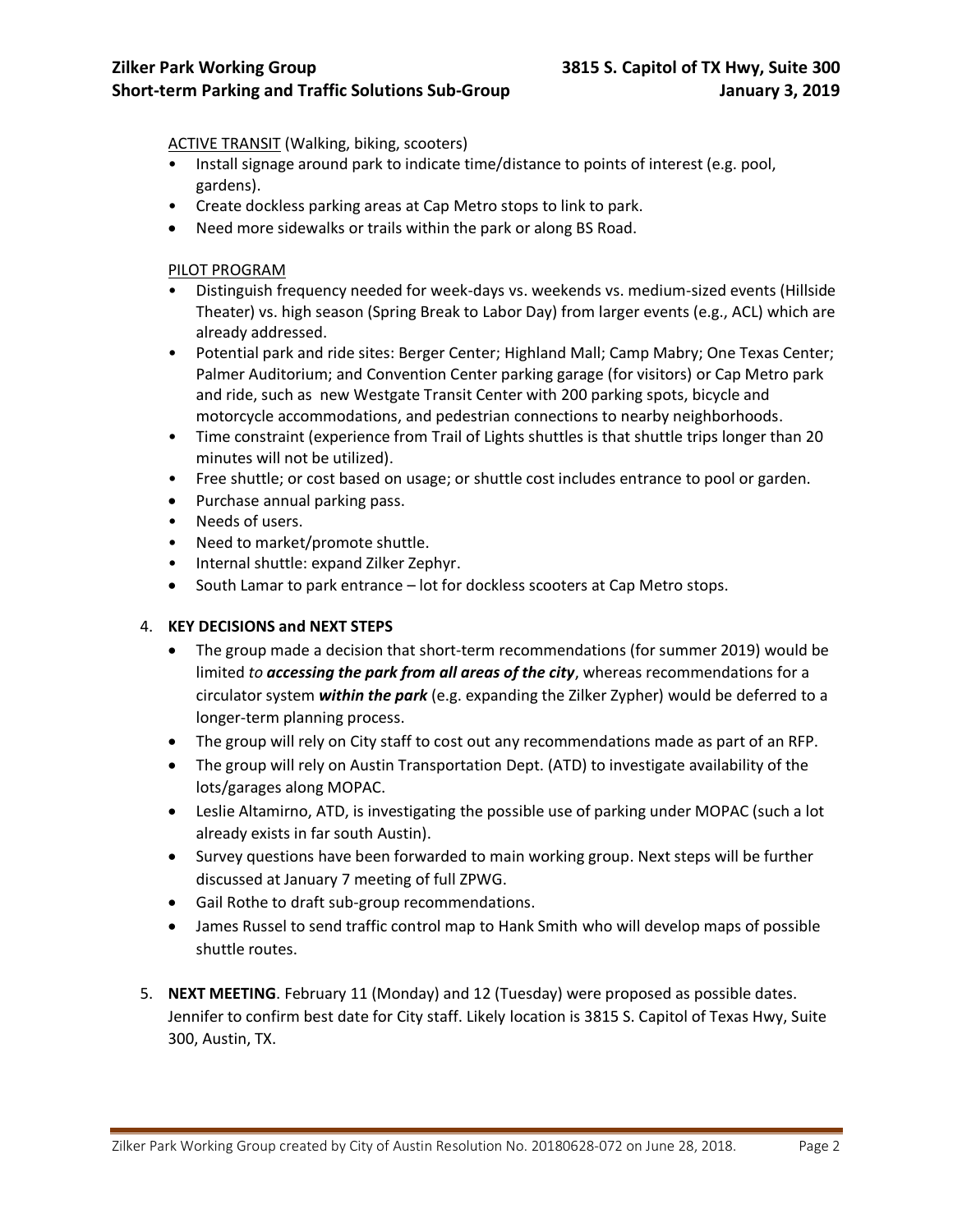ACTIVE TRANSIT (Walking, biking, scooters)

- Install signage around park to indicate time/distance to points of interest (e.g. pool, gardens).
- Create dockless parking areas at Cap Metro stops to link to park.
- Need more sidewalks or trails within the park or along BS Road.

PILOT PROGRAM

- Distinguish frequency needed for week-days vs. weekends vs. medium-sized events (Hillside Theater) vs. high season (Spring Break to Labor Day) from larger events (e.g., ACL) which are already addressed.
- Potential park and ride sites: Berger Center; Highland Mall; Camp Mabry; One Texas Center; Palmer Auditorium; and Convention Center parking garage (for visitors) or Cap Metro park and ride, such as new Westgate Transit Center with 200 parking spots, bicycle and motorcycle accommodations, and pedestrian connections to nearby neighborhoods.
- Time constraint (experience from Trail of Lights shuttles is that shuttle trips longer than 20 minutes will not be utilized).
- Free shuttle; or cost based on usage; or shuttle cost includes entrance to pool or garden.
- Purchase annual parking pass.
- Needs of users.
- Need to market/promote shuttle.
- Internal shuttle: expand Zilker Zephyr.
- South Lamar to park entrance – lot for dockless scooters at Cap Metro stops.

4. **KEY DECISIONS and NEXT STEPS**
   - The group made a decision that short-term recommendations (for summer 2019) would be limited *to* ***accessing the park from all areas of the city***, whereas recommendations for a circulator system ***within the park*** (e.g. expanding the Zilker Zypher) would be deferred to a longer-term planning process.
   - The group will rely on City staff to cost out any recommendations made as part of an RFP.
   - The group will rely on Austin Transportation Dept. (ATD) to investigate availability of the lots/garages along MOPAC.
   - Leslie Altamirno, ATD, is investigating the possible use of parking under MOPAC (such a lot already exists in far south Austin).
   - Survey questions have been forwarded to main working group. Next steps will be further discussed at January 7 meeting of full ZPWG.
   - Gail Rothe to draft sub-group recommendations.
   - James Russel to send traffic control map to Hank Smith who will develop maps of possible shuttle routes.

5. **NEXT MEETING**. February 11 (Monday) and 12 (Tuesday) were proposed as possible dates. Jennifer to confirm best date for City staff. Likely location is 3815 S. Capitol of Texas Hwy, Suite 300, Austin, TX.